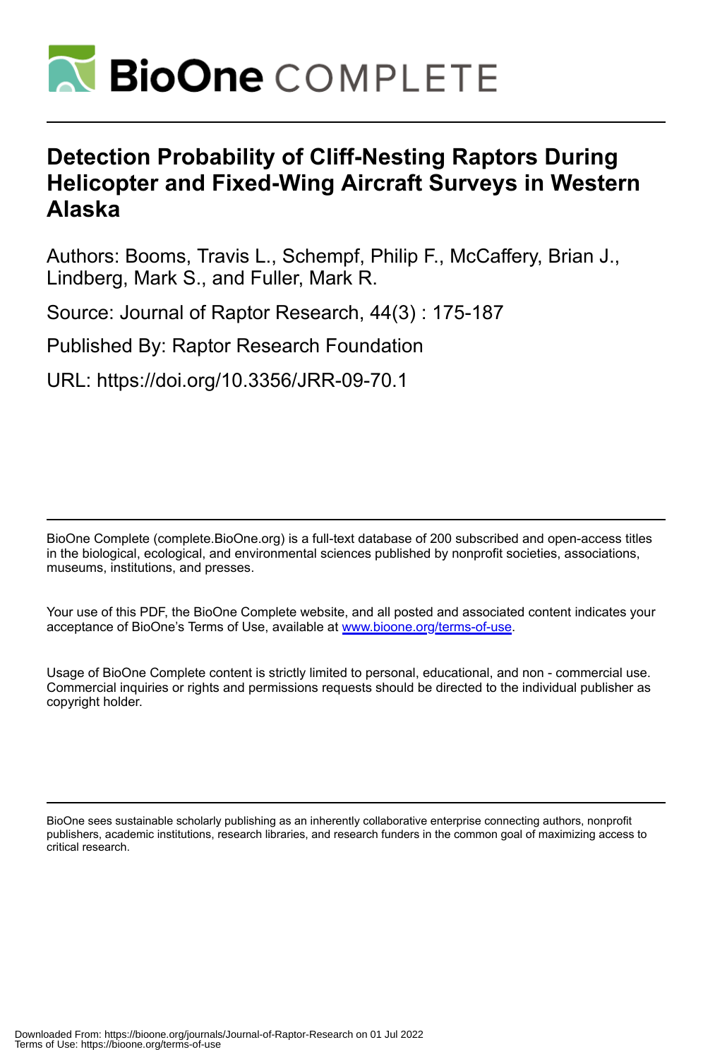# Detection Probability of Cliff-Nesting Raptors During Helicopter and Fixed-Wing Aircraft Surveys in Western Alaska

Authors: Booms, Travis L., Schempf, Philip F., McCaffery, Brian J., Lindberg, Mark S., and Fuller, Mark R.

Source: Journal of Raptor Research, 44(3) : 175-187

Published By: Raptor Research Foundation

URL: https://doi.org/10.3356/JRR-09-70.1

BioOne Complete (complete.BioOne.org) is a full-text database of 200 subscribed and open-access titles in the biological, ecological, and environmental sciences published by nonprofit societies, associations, museums, institutions, and presses.

Your use of this PDF, the BioOne Complete website, and all posted and associated content indicates your acceptance of BioOne's Terms of Use, available at www.bioone.org/terms-of-use.

Usage of BioOne Complete content is strictly limited to personal, educational, and non - commercial use. Commercial inquiries or rights and permissions requests should be directed to the individual publisher as copyright holder.

BioOne sees sustainable scholarly publishing as an inherently collaborative enterprise connecting authors, nonprofit publishers, academic institutions, research libraries, and research funders in the common goal of maximizing access to critical research.

Downloaded From: https://bioone.org/journals/Journal-of-Raptor-Research on 01 Jul 2022
Terms of Use: https://bioone.org/terms-of-use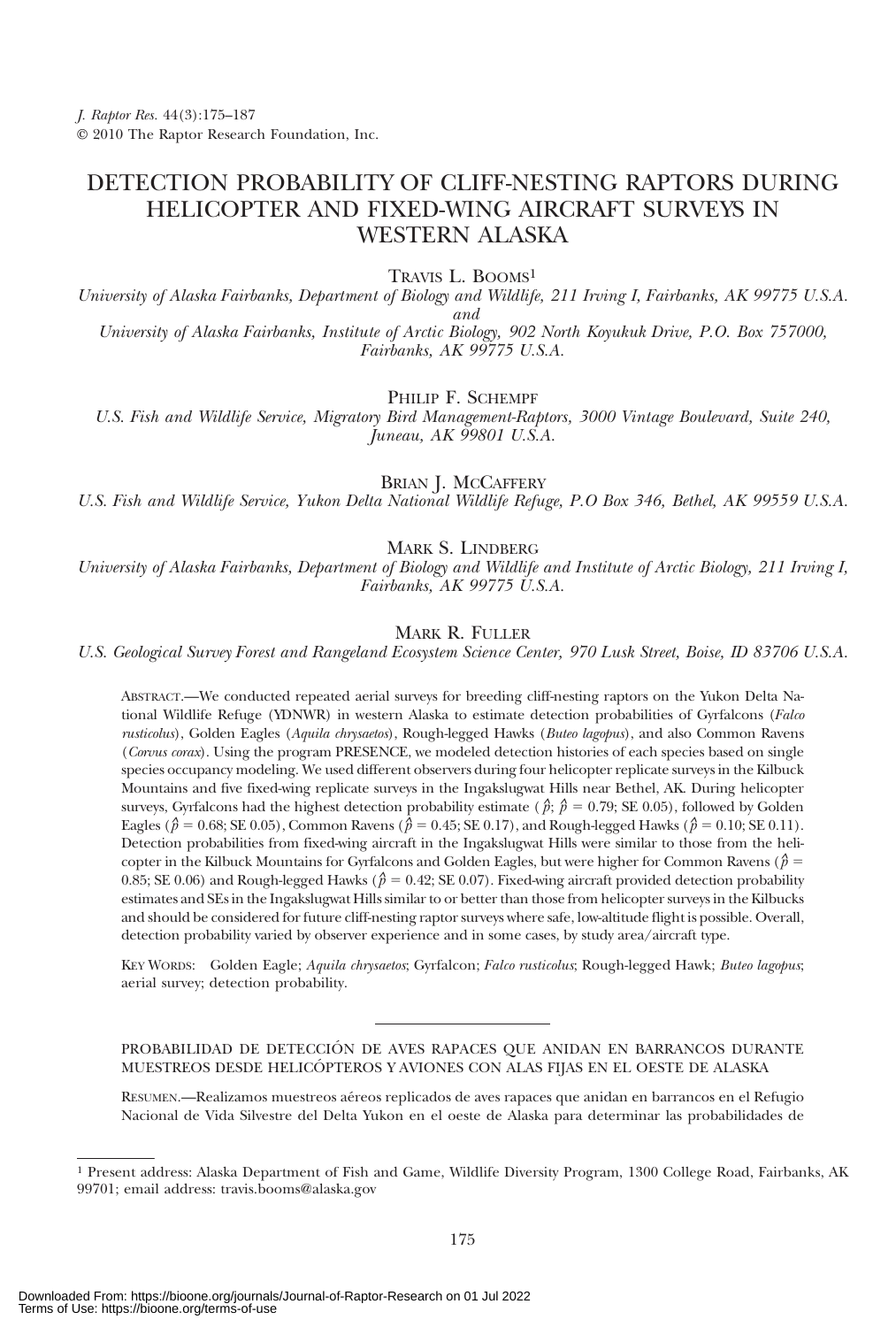*J. Raptor Res.* 44(3):175–187
© 2010 The Raptor Research Foundation, Inc.

# DETECTION PROBABILITY OF CLIFF-NESTING RAPTORS DURING HELICOPTER AND FIXED-WING AIRCRAFT SURVEYS IN WESTERN ALASKA

TRAVIS L. BOOMS[1]

*University of Alaska Fairbanks, Department of Biology and Wildlife, 211 Irving I, Fairbanks, AK 99775 U.S.A.*
*and*
*University of Alaska Fairbanks, Institute of Arctic Biology, 902 North Koyukuk Drive, P.O. Box 757000, Fairbanks, AK 99775 U.S.A.*

PHILIP F. SCHEMPF

*U.S. Fish and Wildlife Service, Migratory Bird Management-Raptors, 3000 Vintage Boulevard, Suite 240, Juneau, AK 99801 U.S.A.*

BRIAN J. MCCAFFERY

*U.S. Fish and Wildlife Service, Yukon Delta National Wildlife Refuge, P.O Box 346, Bethel, AK 99559 U.S.A.*

MARK S. LINDBERG

*University of Alaska Fairbanks, Department of Biology and Wildlife and Institute of Arctic Biology, 211 Irving I, Fairbanks, AK 99775 U.S.A.*

MARK R. FULLER

*U.S. Geological Survey Forest and Rangeland Ecosystem Science Center, 970 Lusk Street, Boise, ID 83706 U.S.A.*

ABSTRACT.—We conducted repeated aerial surveys for breeding cliff-nesting raptors on the Yukon Delta National Wildlife Refuge (YDNWR) in western Alaska to estimate detection probabilities of Gyrfalcons (*Falco rusticolus*), Golden Eagles (*Aquila chrysaetos*), Rough-legged Hawks (*Buteo lagopus*), and also Common Ravens (*Corvus corax*). Using the program PRESENCE, we modeled detection histories of each species based on single species occupancy modeling. We used different observers during four helicopter replicate surveys in the Kilbuck Mountains and five fixed-wing replicate surveys in the Ingakslugwat Hills near Bethel, AK. During helicopter surveys, Gyrfalcons had the highest detection probability estimate ($\hat{p}$; $\hat{p}$ = 0.79; SE 0.05), followed by Golden Eagles ($\hat{p}$ = 0.68; SE 0.05), Common Ravens ($\hat{p}$ = 0.45; SE 0.17), and Rough-legged Hawks ($\hat{p}$ = 0.10; SE 0.11). Detection probabilities from fixed-wing aircraft in the Ingakslugwat Hills were similar to those from the helicopter in the Kilbuck Mountains for Gyrfalcons and Golden Eagles, but were higher for Common Ravens ($\hat{p}$ = 0.85; SE 0.06) and Rough-legged Hawks ($\hat{p}$ = 0.42; SE 0.07). Fixed-wing aircraft provided detection probability estimates and SEs in the Ingakslugwat Hills similar to or better than those from helicopter surveys in the Kilbucks and should be considered for future cliff-nesting raptor surveys where safe, low-altitude flight is possible. Overall, detection probability varied by observer experience and in some cases, by study area/aircraft type.

KEY WORDS: Golden Eagle; *Aquila chrysaetos*; Gyrfalcon; *Falco rusticolus*; Rough-legged Hawk; *Buteo lagopus*; aerial survey; detection probability.

---

PROBABILIDAD DE DETECCIÓN DE AVES RAPACES QUE ANIDAN EN BARRANCOS DURANTE MUESTREOS DESDE HELICÓPTEROS Y AVIONES CON ALAS FIJAS EN EL OESTE DE ALASKA

RESUMEN.—Realizamos muestreos aéreos replicados de aves rapaces que anidan en barrancos en el Refugio Nacional de Vida Silvestre del Delta Yukon en el oeste de Alaska para determinar las probabilidades de

[1] Present address: Alaska Department of Fish and Game, Wildlife Diversity Program, 1300 College Road, Fairbanks, AK 99701; email address: travis.booms@alaska.gov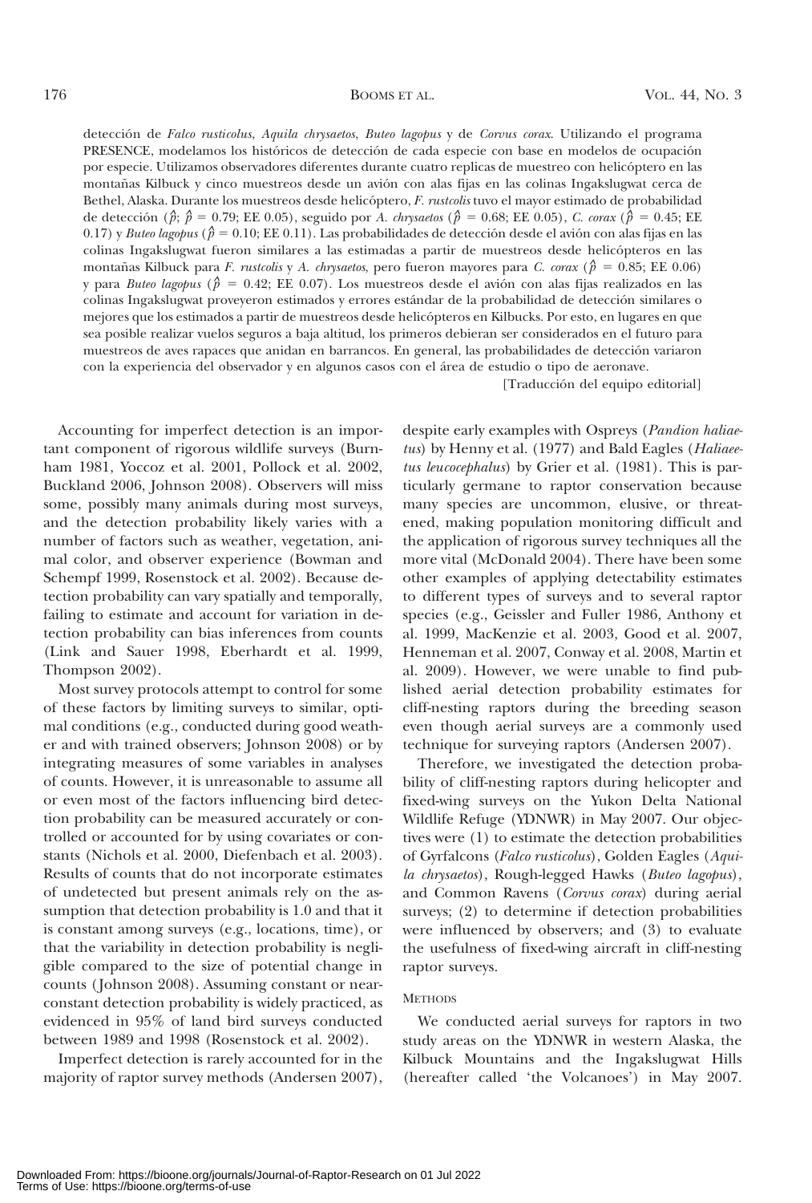detección de *Falco rusticolus*, *Aquila chrysaetos*, *Buteo lagopus* y de *Corvus corax*. Utilizando el programa PRESENCE, modelamos los históricos de detección de cada especie con base en modelos de ocupación por especie. Utilizamos observadores diferentes durante cuatro replicas de muestreo con helicóptero en las montañas Kilbuck y cinco muestreos desde un avión con alas fijas en las colinas Ingakslugwat cerca de Bethel, Alaska. Durante los muestreos desde helicóptero, *F. rustcolis* tuvo el mayor estimado de probabilidad de detección ($\hat{p}$; $\hat{p}$ = 0.79; EE 0.05), seguido por *A. chrysaetos* ($\hat{p}$ = 0.68; EE 0.05), *C. corax* ($\hat{p}$ = 0.45; EE 0.17) y *Buteo lagopus* ($\hat{p}$ = 0.10; EE 0.11). Las probabilidades de detección desde el avión con alas fijas en las colinas Ingakslugwat fueron similares a las estimadas a partir de muestreos desde helicópteros en las montañas Kilbuck para *F. rustcolis* y *A. chrysaetos*, pero fueron mayores para *C. corax* ($\hat{p}$ = 0.85; EE 0.06) y para *Buteo lagopus* ($\hat{p}$ = 0.42; EE 0.07). Los muestreos desde el avión con alas fijas realizados en las colinas Ingakslugwat proveyeron estimados y errores estándar de la probabilidad de detección similares o mejores que los estimados a partir de muestreos desde helicópteros en Kilbucks. Por esto, en lugares en que sea posible realizar vuelos seguros a baja altitud, los primeros debieran ser considerados en el futuro para muestreos de aves rapaces que anidan en barrancos. En general, las probabilidades de detección variaron con la experiencia del observador y en algunos casos con el área de estudio o tipo de aeronave.

[Traducción del equipo editorial]

Accounting for imperfect detection is an important component of rigorous wildlife surveys (Burnham 1981, Yoccoz et al. 2001, Pollock et al. 2002, Buckland 2006, Johnson 2008). Observers will miss some, possibly many animals during most surveys, and the detection probability likely varies with a number of factors such as weather, vegetation, animal color, and observer experience (Bowman and Schempf 1999, Rosenstock et al. 2002). Because detection probability can vary spatially and temporally, failing to estimate and account for variation in detection probability can bias inferences from counts (Link and Sauer 1998, Eberhardt et al. 1999, Thompson 2002).

Most survey protocols attempt to control for some of these factors by limiting surveys to similar, optimal conditions (e.g., conducted during good weather and with trained observers; Johnson 2008) or by integrating measures of some variables in analyses of counts. However, it is unreasonable to assume all or even most of the factors influencing bird detection probability can be measured accurately or controlled or accounted for by using covariates or constants (Nichols et al. 2000, Diefenbach et al. 2003). Results of counts that do not incorporate estimates of undetected but present animals rely on the assumption that detection probability is 1.0 and that it is constant among surveys (e.g., locations, time), or that the variability in detection probability is negligible compared to the size of potential change in counts (Johnson 2008). Assuming constant or near-constant detection probability is widely practiced, as evidenced in 95% of land bird surveys conducted between 1989 and 1998 (Rosenstock et al. 2002).

Imperfect detection is rarely accounted for in the majority of raptor survey methods (Andersen 2007), despite early examples with Ospreys (*Pandion haliaetus*) by Henny et al. (1977) and Bald Eagles (*Haliaeetus leucocephalus*) by Grier et al. (1981). This is particularly germane to raptor conservation because many species are uncommon, elusive, or threatened, making population monitoring difficult and the application of rigorous survey techniques all the more vital (McDonald 2004). There have been some other examples of applying detectability estimates to different types of surveys and to several raptor species (e.g., Geissler and Fuller 1986, Anthony et al. 1999, MacKenzie et al. 2003, Good et al. 2007, Henneman et al. 2007, Conway et al. 2008, Martin et al. 2009). However, we were unable to find published aerial detection probability estimates for cliff-nesting raptors during the breeding season even though aerial surveys are a commonly used technique for surveying raptors (Andersen 2007).

Therefore, we investigated the detection probability of cliff-nesting raptors during helicopter and fixed-wing surveys on the Yukon Delta National Wildlife Refuge (YDNWR) in May 2007. Our objectives were (1) to estimate the detection probabilities of Gyrfalcons (*Falco rusticolus*), Golden Eagles (*Aquila chrysaetos*), Rough-legged Hawks (*Buteo lagopus*), and Common Ravens (*Corvus corax*) during aerial surveys; (2) to determine if detection probabilities were influenced by observers; and (3) to evaluate the usefulness of fixed-wing aircraft in cliff-nesting raptor surveys.

## Methods

We conducted aerial surveys for raptors in two study areas on the YDNWR in western Alaska, the Kilbuck Mountains and the Ingakslugwat Hills (hereafter called 'the Volcanoes') in May 2007.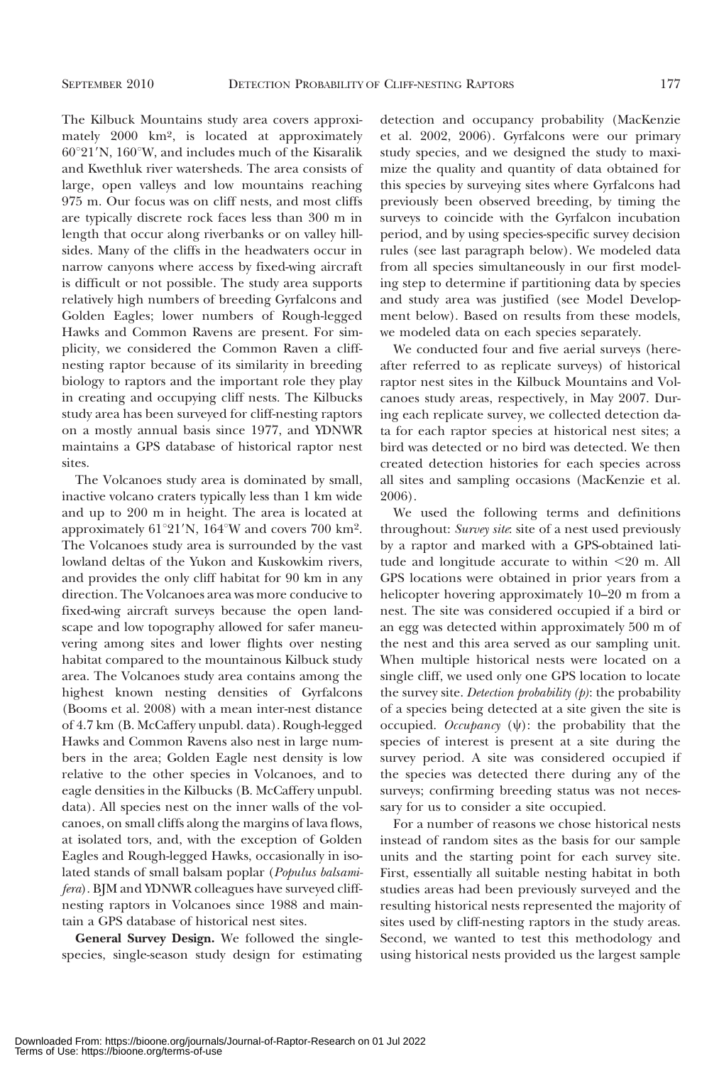The Kilbuck Mountains study area covers approximately 2000 km², is located at approximately 60°21′N, 160°W, and includes much of the Kisaralik and Kwethluk river watersheds. The area consists of large, open valleys and low mountains reaching 975 m. Our focus was on cliff nests, and most cliffs are typically discrete rock faces less than 300 m in length that occur along riverbanks or on valley hillsides. Many of the cliffs in the headwaters occur in narrow canyons where access by fixed-wing aircraft is difficult or not possible. The study area supports relatively high numbers of breeding Gyrfalcons and Golden Eagles; lower numbers of Rough-legged Hawks and Common Ravens are present. For simplicity, we considered the Common Raven a cliff-nesting raptor because of its similarity in breeding biology to raptors and the important role they play in creating and occupying cliff nests. The Kilbucks study area has been surveyed for cliff-nesting raptors on a mostly annual basis since 1977, and YDNWR maintains a GPS database of historical raptor nest sites.

The Volcanoes study area is dominated by small, inactive volcano craters typically less than 1 km wide and up to 200 m in height. The area is located at approximately 61°21′N, 164°W and covers 700 km². The Volcanoes study area is surrounded by the vast lowland deltas of the Yukon and Kuskowkim rivers, and provides the only cliff habitat for 90 km in any direction. The Volcanoes area was more conducive to fixed-wing aircraft surveys because the open landscape and low topography allowed for safer maneuvering among sites and lower flights over nesting habitat compared to the mountainous Kilbuck study area. The Volcanoes study area contains among the highest known nesting densities of Gyrfalcons (Booms et al. 2008) with a mean inter-nest distance of 4.7 km (B. McCaffery unpubl. data). Rough-legged Hawks and Common Ravens also nest in large numbers in the area; Golden Eagle nest density is low relative to the other species in Volcanoes, and to eagle densities in the Kilbucks (B. McCaffery unpubl. data). All species nest on the inner walls of the volcanoes, on small cliffs along the margins of lava flows, at isolated tors, and, with the exception of Golden Eagles and Rough-legged Hawks, occasionally in isolated stands of small balsam poplar (*Populus balsamifera*). BJM and YDNWR colleagues have surveyed cliff-nesting raptors in Volcanoes since 1988 and maintain a GPS database of historical nest sites.

**General Survey Design.** We followed the single-species, single-season study design for estimating detection and occupancy probability (MacKenzie et al. 2002, 2006). Gyrfalcons were our primary study species, and we designed the study to maximize the quality and quantity of data obtained for this species by surveying sites where Gyrfalcons had previously been observed breeding, by timing the surveys to coincide with the Gyrfalcon incubation period, and by using species-specific survey decision rules (see last paragraph below). We modeled data from all species simultaneously in our first modeling step to determine if partitioning data by species and study area was justified (see Model Development below). Based on results from these models, we modeled data on each species separately.

We conducted four and five aerial surveys (hereafter referred to as replicate surveys) of historical raptor nest sites in the Kilbuck Mountains and Volcanoes study areas, respectively, in May 2007. During each replicate survey, we collected detection data for each raptor species at historical nest sites; a bird was detected or no bird was detected. We then created detection histories for each species across all sites and sampling occasions (MacKenzie et al. 2006).

We used the following terms and definitions throughout: *Survey site*: site of a nest used previously by a raptor and marked with a GPS-obtained latitude and longitude accurate to within <20 m. All GPS locations were obtained in prior years from a helicopter hovering approximately 10–20 m from a nest. The site was considered occupied if a bird or an egg was detected within approximately 500 m of the nest and this area served as our sampling unit. When multiple historical nests were located on a single cliff, we used only one GPS location to locate the survey site. *Detection probability (p)*: the probability of a species being detected at a site given the site is occupied. *Occupancy* ($\psi$): the probability that the species of interest is present at a site during the survey period. A site was considered occupied if the species was detected there during any of the surveys; confirming breeding status was not necessary for us to consider a site occupied.

For a number of reasons we chose historical nests instead of random sites as the basis for our sample units and the starting point for each survey site. First, essentially all suitable nesting habitat in both studies areas had been previously surveyed and the resulting historical nests represented the majority of sites used by cliff-nesting raptors in the study areas. Second, we wanted to test this methodology and using historical nests provided us the largest sample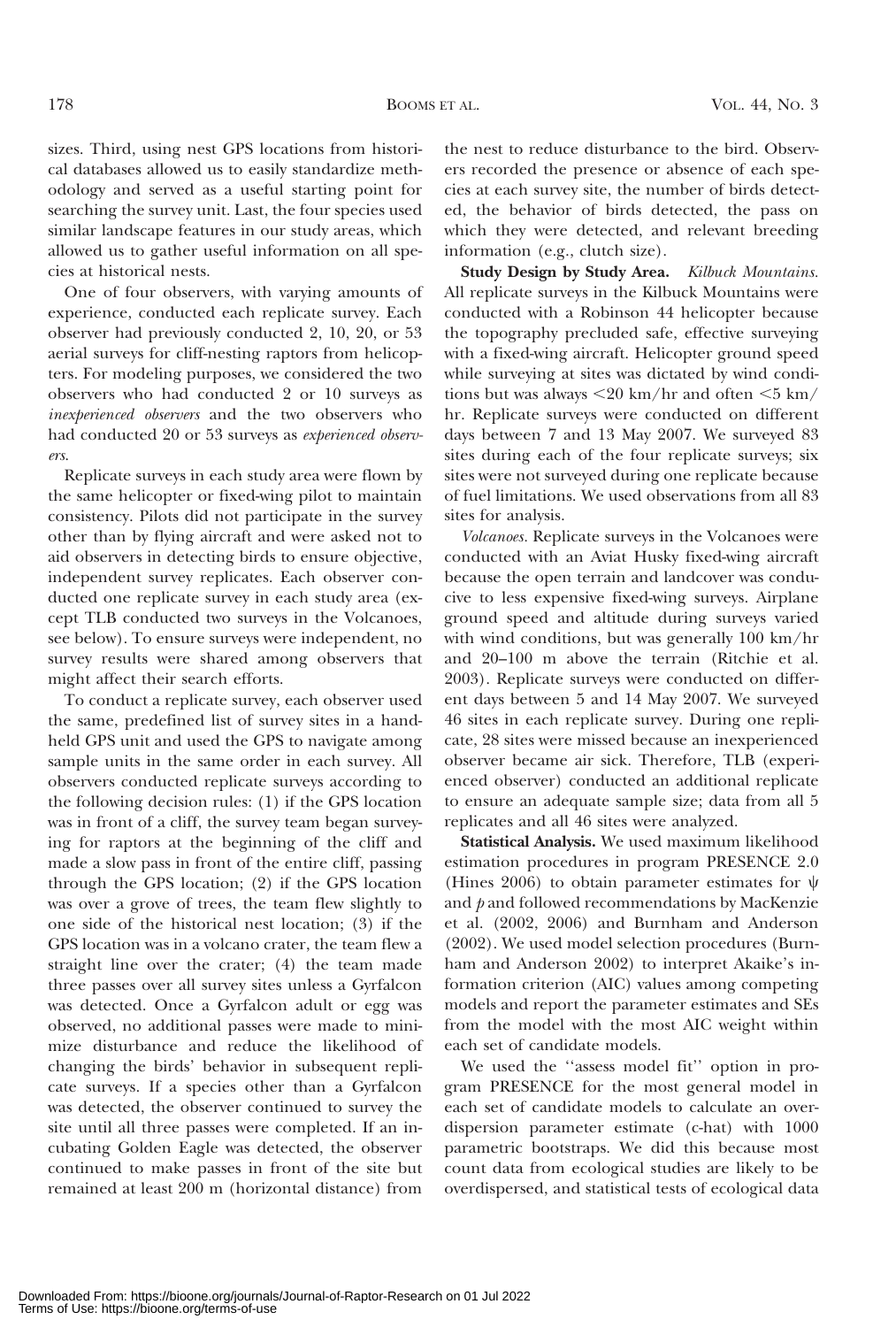sizes. Third, using nest GPS locations from historical databases allowed us to easily standardize methodology and served as a useful starting point for searching the survey unit. Last, the four species used similar landscape features in our study areas, which allowed us to gather useful information on all species at historical nests.

One of four observers, with varying amounts of experience, conducted each replicate survey. Each observer had previously conducted 2, 10, 20, or 53 aerial surveys for cliff-nesting raptors from helicopters. For modeling purposes, we considered the two observers who had conducted 2 or 10 surveys as *inexperienced observers* and the two observers who had conducted 20 or 53 surveys as *experienced observers*.

Replicate surveys in each study area were flown by the same helicopter or fixed-wing pilot to maintain consistency. Pilots did not participate in the survey other than by flying aircraft and were asked not to aid observers in detecting birds to ensure objective, independent survey replicates. Each observer conducted one replicate survey in each study area (except TLB conducted two surveys in the Volcanoes, see below). To ensure surveys were independent, no survey results were shared among observers that might affect their search efforts.

To conduct a replicate survey, each observer used the same, predefined list of survey sites in a handheld GPS unit and used the GPS to navigate among sample units in the same order in each survey. All observers conducted replicate surveys according to the following decision rules: (1) if the GPS location was in front of a cliff, the survey team began surveying for raptors at the beginning of the cliff and made a slow pass in front of the entire cliff, passing through the GPS location; (2) if the GPS location was over a grove of trees, the team flew slightly to one side of the historical nest location; (3) if the GPS location was in a volcano crater, the team flew a straight line over the crater; (4) the team made three passes over all survey sites unless a Gyrfalcon was detected. Once a Gyrfalcon adult or egg was observed, no additional passes were made to minimize disturbance and reduce the likelihood of changing the birds' behavior in subsequent replicate surveys. If a species other than a Gyrfalcon was detected, the observer continued to survey the site until all three passes were completed. If an incubating Golden Eagle was detected, the observer continued to make passes in front of the site but remained at least 200 m (horizontal distance) from the nest to reduce disturbance to the bird. Observers recorded the presence or absence of each species at each survey site, the number of birds detected, the behavior of birds detected, the pass on which they were detected, and relevant breeding information (e.g., clutch size).

**Study Design by Study Area.** *Kilbuck Mountains.* All replicate surveys in the Kilbuck Mountains were conducted with a Robinson 44 helicopter because the topography precluded safe, effective surveying with a fixed-wing aircraft. Helicopter ground speed while surveying at sites was dictated by wind conditions but was always <20 km/hr and often <5 km/hr. Replicate surveys were conducted on different days between 7 and 13 May 2007. We surveyed 83 sites during each of the four replicate surveys; six sites were not surveyed during one replicate because of fuel limitations. We used observations from all 83 sites for analysis.

*Volcanoes.* Replicate surveys in the Volcanoes were conducted with an Aviat Husky fixed-wing aircraft because the open terrain and landcover was conducive to less expensive fixed-wing surveys. Airplane ground speed and altitude during surveys varied with wind conditions, but was generally 100 km/hr and 20–100 m above the terrain (Ritchie et al. 2003). Replicate surveys were conducted on different days between 5 and 14 May 2007. We surveyed 46 sites in each replicate survey. During one replicate, 28 sites were missed because an inexperienced observer became air sick. Therefore, TLB (experienced observer) conducted an additional replicate to ensure an adequate sample size; data from all 5 replicates and all 46 sites were analyzed.

**Statistical Analysis.** We used maximum likelihood estimation procedures in program PRESENCE 2.0 (Hines 2006) to obtain parameter estimates for $\psi$ and $p$ and followed recommendations by MacKenzie et al. (2002, 2006) and Burnham and Anderson (2002). We used model selection procedures (Burnham and Anderson 2002) to interpret Akaike's information criterion (AIC) values among competing models and report the parameter estimates and SEs from the model with the most AIC weight within each set of candidate models.

We used the ''assess model fit'' option in program PRESENCE for the most general model in each set of candidate models to calculate an overdispersion parameter estimate (c-hat) with 1000 parametric bootstraps. We did this because most count data from ecological studies are likely to be overdispersed, and statistical tests of ecological data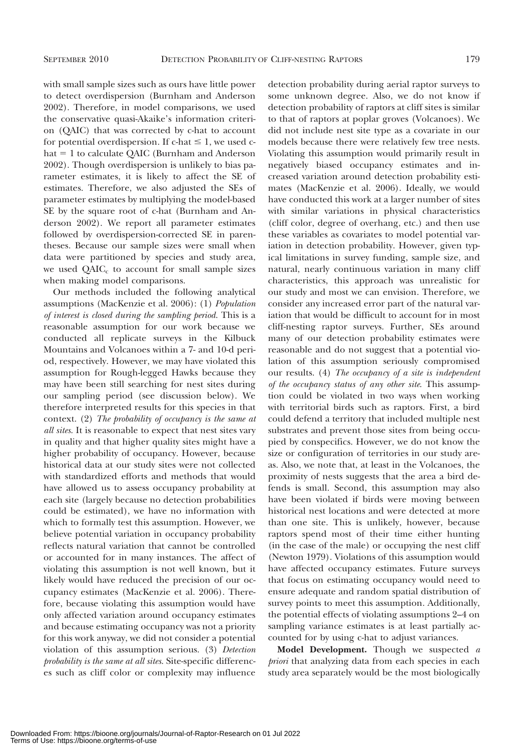with small sample sizes such as ours have little power to detect overdispersion (Burnham and Anderson 2002). Therefore, in model comparisons, we used the conservative quasi-Akaike's information criterion (QAIC) that was corrected by c-hat to account for potential overdispersion. If c-hat $\leq 1$, we used c-hat $= 1$ to calculate QAIC (Burnham and Anderson 2002). Though overdispersion is unlikely to bias parameter estimates, it is likely to affect the SE of estimates. Therefore, we also adjusted the SEs of parameter estimates by multiplying the model-based SE by the square root of c-hat (Burnham and Anderson 2002). We report all parameter estimates followed by overdispersion-corrected SE in parentheses. Because our sample sizes were small when data were partitioned by species and study area, we used $QAIC_c$ to account for small sample sizes when making model comparisons.

Our methods included the following analytical assumptions (MacKenzie et al. 2006): (1) *Population of interest is closed during the sampling period*. This is a reasonable assumption for our work because we conducted all replicate surveys in the Kilbuck Mountains and Volcanoes within a 7- and 10-d period, respectively. However, we may have violated this assumption for Rough-legged Hawks because they may have been still searching for nest sites during our sampling period (see discussion below). We therefore interpreted results for this species in that context. (2) *The probability of occupancy is the same at all sites*. It is reasonable to expect that nest sites vary in quality and that higher quality sites might have a higher probability of occupancy. However, because historical data at our study sites were not collected with standardized efforts and methods that would have allowed us to assess occupancy probability at each site (largely because no detection probabilities could be estimated), we have no information with which to formally test this assumption. However, we believe potential variation in occupancy probability reflects natural variation that cannot be controlled or accounted for in many instances. The affect of violating this assumption is not well known, but it likely would have reduced the precision of our occupancy estimates (MacKenzie et al. 2006). Therefore, because violating this assumption would have only affected variation around occupancy estimates and because estimating occupancy was not a priority for this work anyway, we did not consider a potential violation of this assumption serious. (3) *Detection probability is the same at all sites*. Site-specific differences such as cliff color or complexity may influence detection probability during aerial raptor surveys to some unknown degree. Also, we do not know if detection probability of raptors at cliff sites is similar to that of raptors at poplar groves (Volcanoes). We did not include nest site type as a covariate in our models because there were relatively few tree nests. Violating this assumption would primarily result in negatively biased occupancy estimates and increased variation around detection probability estimates (MacKenzie et al. 2006). Ideally, we would have conducted this work at a larger number of sites with similar variations in physical characteristics (cliff color, degree of overhang, etc.) and then use these variables as covariates to model potential variation in detection probability. However, given typical limitations in survey funding, sample size, and natural, nearly continuous variation in many cliff characteristics, this approach was unrealistic for our study and most we can envision. Therefore, we consider any increased error part of the natural variation that would be difficult to account for in most cliff-nesting raptor surveys. Further, SEs around many of our detection probability estimates were reasonable and do not suggest that a potential violation of this assumption seriously compromised our results. (4) *The occupancy of a site is independent of the occupancy status of any other site*. This assumption could be violated in two ways when working with territorial birds such as raptors. First, a bird could defend a territory that included multiple nest substrates and prevent those sites from being occupied by conspecifics. However, we do not know the size or configuration of territories in our study areas. Also, we note that, at least in the Volcanoes, the proximity of nests suggests that the area a bird defends is small. Second, this assumption may also have been violated if birds were moving between historical nest locations and were detected at more than one site. This is unlikely, however, because raptors spend most of their time either hunting (in the case of the male) or occupying the nest cliff (Newton 1979). Violations of this assumption would have affected occupancy estimates. Future surveys that focus on estimating occupancy would need to ensure adequate and random spatial distribution of survey points to meet this assumption. Additionally, the potential effects of violating assumptions 2–4 on sampling variance estimates is at least partially accounted for by using c-hat to adjust variances.

**Model Development.** Though we suspected *a priori* that analyzing data from each species in each study area separately would be the most biologically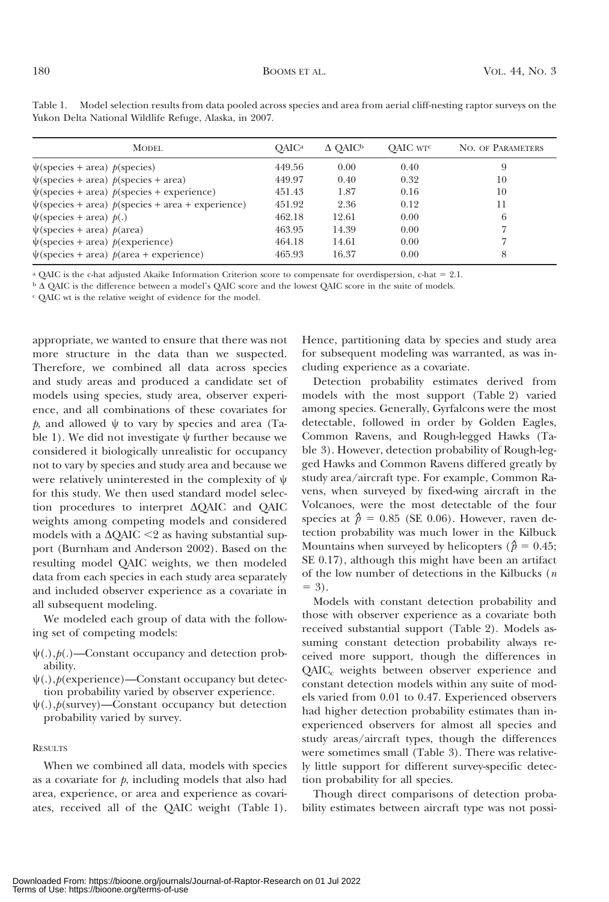Table 1. Model selection results from data pooled across species and area from aerial cliff-nesting raptor surveys on the Yukon Delta National Wildlife Refuge, Alaska, in 2007.

| MODEL | QAIC[a] | Δ QAIC[b] | QAIC WT[c] | NO. OF PARAMETERS |
|---|---|---|---|---|
| $\psi$(species + area) $p$(species) | 449.56 | 0.00 | 0.40 | 9 |
| $\psi$(species + area) $p$(species + area) | 449.97 | 0.40 | 0.32 | 10 |
| $\psi$(species + area) $p$(species + experience) | 451.43 | 1.87 | 0.16 | 10 |
| $\psi$(species + area) $p$(species + area + experience) | 451.92 | 2.36 | 0.12 | 11 |
| $\psi$(species + area) $p$(.) | 462.18 | 12.61 | 0.00 | 6 |
| $\psi$(species + area) $p$(area) | 463.95 | 14.39 | 0.00 | 7 |
| $\psi$(species + area) $p$(experience) | 464.18 | 14.61 | 0.00 | 7 |
| $\psi$(species + area) $p$(area + experience) | 465.93 | 16.37 | 0.00 | 8 |

[a] QAIC is the c-hat adjusted Akaike Information Criterion score to compensate for overdispersion, c-hat = 2.1.

[b] Δ QAIC is the difference between a model's QAIC score and the lowest QAIC score in the suite of models.

[c] QAIC wt is the relative weight of evidence for the model.

appropriate, we wanted to ensure that there was not more structure in the data than we suspected. Therefore, we combined all data across species and study areas and produced a candidate set of models using species, study area, observer experience, and all combinations of these covariates for $p$, and allowed $\psi$ to vary by species and area (Table 1). We did not investigate $\psi$ further because we considered it biologically unrealistic for occupancy not to vary by species and study area and because we were relatively uninterested in the complexity of $\psi$ for this study. We then used standard model selection procedures to interpret ΔQAIC and QAIC weights among competing models and considered models with a ΔQAIC <2 as having substantial support (Burnham and Anderson 2002). Based on the resulting model QAIC weights, we then modeled data from each species in each study area separately and included observer experience as a covariate in all subsequent modeling.

We modeled each group of data with the following set of competing models:

- $\psi(.)$,$p(.)$—Constant occupancy and detection probability.
- $\psi(.)$,$p$(experience)—Constant occupancy but detection probability varied by observer experience.
- $\psi(.)$,$p$(survey)—Constant occupancy but detection probability varied by survey.

## RESULTS

When we combined all data, models with species as a covariate for $p$, including models that also had area, experience, or area and experience as covariates, received all of the QAIC weight (Table 1). Hence, partitioning data by species and study area for subsequent modeling was warranted, as was including experience as a covariate.

Detection probability estimates derived from models with the most support (Table 2) varied among species. Generally, Gyrfalcons were the most detectable, followed in order by Golden Eagles, Common Ravens, and Rough-legged Hawks (Table 3). However, detection probability of Rough-legged Hawks and Common Ravens differed greatly by study area/aircraft type. For example, Common Ravens, when surveyed by fixed-wing aircraft in the Volcanoes, were the most detectable of the four species at $\hat{p}$ = 0.85 (SE 0.06). However, raven detection probability was much lower in the Kilbuck Mountains when surveyed by helicopters ($\hat{p}$ = 0.45; SE 0.17), although this might have been an artifact of the low number of detections in the Kilbucks ($n$ = 3).

Models with constant detection probability and those with observer experience as a covariate both received substantial support (Table 2). Models assuming constant detection probability always received more support, though the differences in $QAIC_c$ weights between observer experience and constant detection models within any suite of models varied from 0.01 to 0.47. Experienced observers had higher detection probability estimates than inexperienced observers for almost all species and study areas/aircraft types, though the differences were sometimes small (Table 3). There was relatively little support for different survey-specific detection probability for all species.

Though direct comparisons of detection probability estimates between aircraft type was not possi-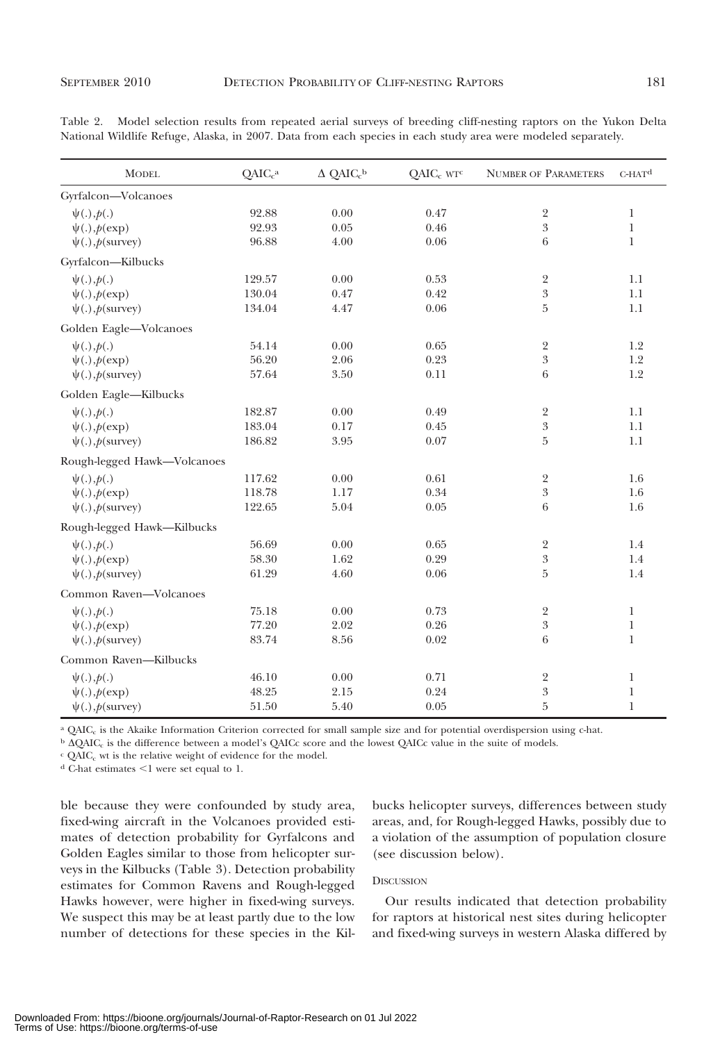Table 2. Model selection results from repeated aerial surveys of breeding cliff-nesting raptors on the Yukon Delta National Wildlife Refuge, Alaska, in 2007. Data from each species in each study area were modeled separately.

| Model | $QAIC_c$[a] | $\Delta$ $QAIC_c$[b] | $QAIC_c$ wt[c] | Number of Parameters | c-hat[d] |
|---|---|---|---|---|---|
| Gyrfalcon—Volcanoes | | | | | |
| $\psi(.),p(.)$ | 92.88 | 0.00 | 0.47 | 2 | 1 |
| $\psi(.),p(\text{exp})$ | 92.93 | 0.05 | 0.46 | 3 | 1 |
| $\psi(.),p(\text{survey})$ | 96.88 | 4.00 | 0.06 | 6 | 1 |
| Gyrfalcon—Kilbucks | | | | | |
| $\psi(.),p(.)$ | 129.57 | 0.00 | 0.53 | 2 | 1.1 |
| $\psi(.),p(\text{exp})$ | 130.04 | 0.47 | 0.42 | 3 | 1.1 |
| $\psi(.),p(\text{survey})$ | 134.04 | 4.47 | 0.06 | 5 | 1.1 |
| Golden Eagle—Volcanoes | | | | | |
| $\psi(.),p(.)$ | 54.14 | 0.00 | 0.65 | 2 | 1.2 |
| $\psi(.),p(\text{exp})$ | 56.20 | 2.06 | 0.23 | 3 | 1.2 |
| $\psi(.),p(\text{survey})$ | 57.64 | 3.50 | 0.11 | 6 | 1.2 |
| Golden Eagle—Kilbucks | | | | | |
| $\psi(.),p(.)$ | 182.87 | 0.00 | 0.49 | 2 | 1.1 |
| $\psi(.),p(\text{exp})$ | 183.04 | 0.17 | 0.45 | 3 | 1.1 |
| $\psi(.),p(\text{survey})$ | 186.82 | 3.95 | 0.07 | 5 | 1.1 |
| Rough-legged Hawk—Volcanoes | | | | | |
| $\psi(.),p(.)$ | 117.62 | 0.00 | 0.61 | 2 | 1.6 |
| $\psi(.),p(\text{exp})$ | 118.78 | 1.17 | 0.34 | 3 | 1.6 |
| $\psi(.),p(\text{survey})$ | 122.65 | 5.04 | 0.05 | 6 | 1.6 |
| Rough-legged Hawk—Kilbucks | | | | | |
| $\psi(.),p(.)$ | 56.69 | 0.00 | 0.65 | 2 | 1.4 |
| $\psi(.),p(\text{exp})$ | 58.30 | 1.62 | 0.29 | 3 | 1.4 |
| $\psi(.),p(\text{survey})$ | 61.29 | 4.60 | 0.06 | 5 | 1.4 |
| Common Raven—Volcanoes | | | | | |
| $\psi(.),p(.)$ | 75.18 | 0.00 | 0.73 | 2 | 1 |
| $\psi(.),p(\text{exp})$ | 77.20 | 2.02 | 0.26 | 3 | 1 |
| $\psi(.),p(\text{survey})$ | 83.74 | 8.56 | 0.02 | 6 | 1 |
| Common Raven—Kilbucks | | | | | |
| $\psi(.),p(.)$ | 46.10 | 0.00 | 0.71 | 2 | 1 |
| $\psi(.),p(\text{exp})$ | 48.25 | 2.15 | 0.24 | 3 | 1 |
| $\psi(.),p(\text{survey})$ | 51.50 | 5.40 | 0.05 | 5 | 1 |

[a] $QAIC_c$ is the Akaike Information Criterion corrected for small sample size and for potential overdispersion using c-hat.

[b] $\Delta QAIC_c$ is the difference between a model's QAICc score and the lowest QAICc value in the suite of models.

[c] $QAIC_c$ wt is the relative weight of evidence for the model.

[d] C-hat estimates <1 were set equal to 1.

ble because they were confounded by study area, fixed-wing aircraft in the Volcanoes provided estimates of detection probability for Gyrfalcons and Golden Eagles similar to those from helicopter surveys in the Kilbucks (Table 3). Detection probability estimates for Common Ravens and Rough-legged Hawks however, were higher in fixed-wing surveys. We suspect this may be at least partly due to the low number of detections for these species in the Kilbucks helicopter surveys, differences between study areas, and, for Rough-legged Hawks, possibly due to a violation of the assumption of population closure (see discussion below).

## Discussion

Our results indicated that detection probability for raptors at historical nest sites during helicopter and fixed-wing surveys in western Alaska differed by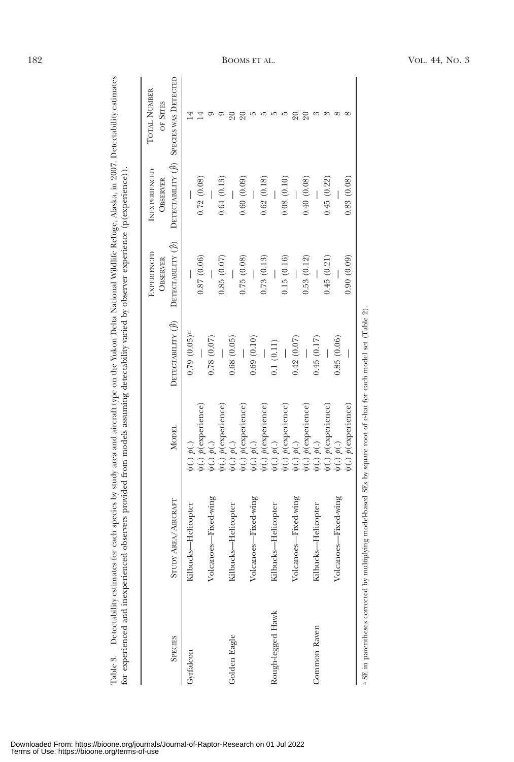Table 3. Detectability estimates for each species by study area and aircraft type on the Yukon Delta National Wildlife Refuge, Alaska, in 2007. Detectability estimates for experienced and inexperienced observers provided from models assuming detectability varied by observer experience (p(experience)).

| Species | Study Area/Aircraft | Model | Detectability ($\hat{p}$) | Experienced Observer Detectability ($\hat{p}$) | Inexperienced Observer Detectability ($\hat{p}$) | Total Number of Sites Species was Detected |
|---|---|---|---|---|---|---|
| Gyrfalcon | Kilbucks—Helicopter | $\psi(.)\ p(.)$ | 0.79 (0.05)[a] | — | — | 14 |
| | | $\psi(.)\ p$(experience) | — | 0.87 (0.06) | 0.72 (0.08) | 14 |
| | Volcanoes—Fixed-wing | $\psi(.)\ p(.)$ | 0.78 (0.07) | — | — | 9 |
| | | $\psi(.)\ p$(experience) | — | 0.85 (0.07) | 0.64 (0.13) | 9 |
| Golden Eagle | Kilbucks—Helicopter | $\psi(.)\ p(.)$ | 0.68 (0.05) | — | — | 20 |
| | | $\psi(.)\ p$(experience) | — | 0.75 (0.08) | 0.60 (0.09) | 20 |
| | Volcanoes—Fixed-wing | $\psi(.)\ p(.)$ | 0.69 (0.10) | — | — | 5 |
| | | $\psi(.)\ p$(experience) | — | 0.73 (0.13) | 0.62 (0.18) | 5 |
| Rough-legged Hawk | Kilbucks—Helicopter | $\psi(.)\ p(.)$ | 0.1 (0.11) | — | — | 5 |
| | | $\psi(.)\ p$(experience) | — | 0.15 (0.16) | 0.08 (0.10) | 5 |
| | Volcanoes—Fixed-wing | $\psi(.)\ p(.)$ | 0.42 (0.07) | — | — | 20 |
| | | $\psi(.)\ p$(experience) | — | 0.53 (0.12) | 0.40 (0.08) | 20 |
| Common Raven | Kilbucks—Helicopter | $\psi(.)\ p(.)$ | 0.45 (0.17) | — | — | 3 |
| | | $\psi(.)\ p$(experience) | — | 0.45 (0.21) | 0.45 (0.22) | 3 |
| | Volcanoes—Fixed-wing | $\psi(.)\ p(.)$ | 0.85 (0.06) | — | — | 8 |
| | | $\psi(.)\ p$(experience) | — | 0.90 (0.09) | 0.83 (0.08) | 8 |

[a] SE in parentheses corrected by multiplying model-based SEs by square root of c-hat for each model set (Table 2).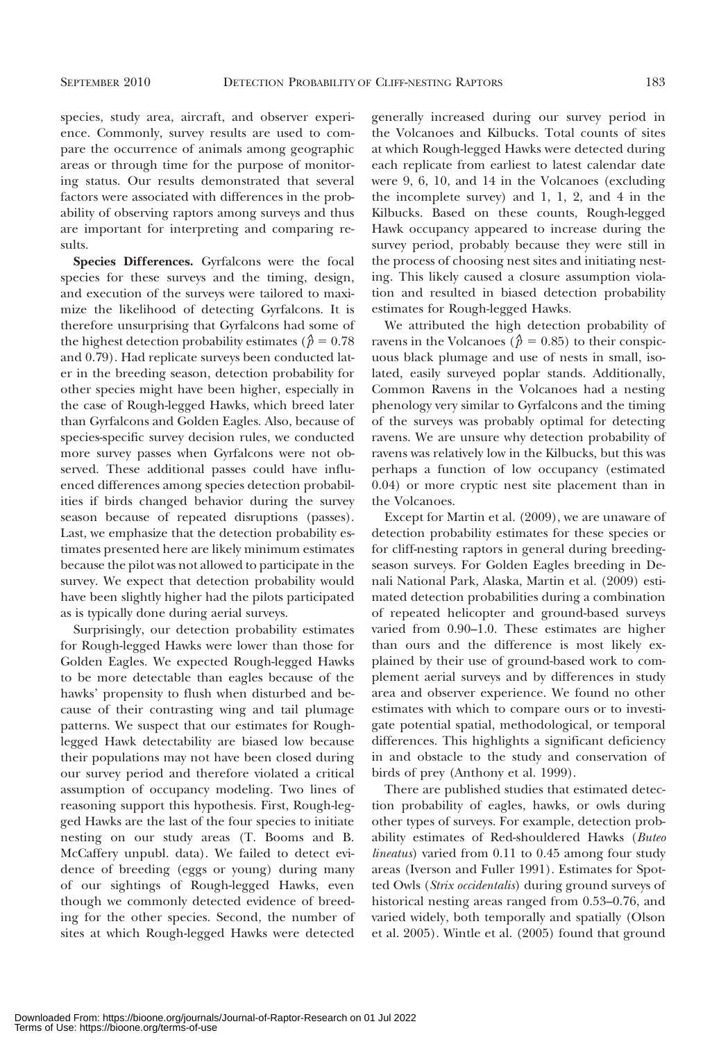species, study area, aircraft, and observer experience. Commonly, survey results are used to compare the occurrence of animals among geographic areas or through time for the purpose of monitoring status. Our results demonstrated that several factors were associated with differences in the probability of observing raptors among surveys and thus are important for interpreting and comparing results.

**Species Differences.** Gyrfalcons were the focal species for these surveys and the timing, design, and execution of the surveys were tailored to maximize the likelihood of detecting Gyrfalcons. It is therefore unsurprising that Gyrfalcons had some of the highest detection probability estimates ($\hat{p}$ = 0.78 and 0.79). Had replicate surveys been conducted later in the breeding season, detection probability for other species might have been higher, especially in the case of Rough-legged Hawks, which breed later than Gyrfalcons and Golden Eagles. Also, because of species-specific survey decision rules, we conducted more survey passes when Gyrfalcons were not observed. These additional passes could have influenced differences among species detection probabilities if birds changed behavior during the survey season because of repeated disruptions (passes). Last, we emphasize that the detection probability estimates presented here are likely minimum estimates because the pilot was not allowed to participate in the survey. We expect that detection probability would have been slightly higher had the pilots participated as is typically done during aerial surveys.

Surprisingly, our detection probability estimates for Rough-legged Hawks were lower than those for Golden Eagles. We expected Rough-legged Hawks to be more detectable than eagles because of the hawks' propensity to flush when disturbed and because of their contrasting wing and tail plumage patterns. We suspect that our estimates for Rough-legged Hawk detectability are biased low because their populations may not have been closed during our survey period and therefore violated a critical assumption of occupancy modeling. Two lines of reasoning support this hypothesis. First, Rough-legged Hawks are the last of the four species to initiate nesting on our study areas (T. Booms and B. McCaffery unpubl. data). We failed to detect evidence of breeding (eggs or young) during many of our sightings of Rough-legged Hawks, even though we commonly detected evidence of breeding for the other species. Second, the number of sites at which Rough-legged Hawks were detected generally increased during our survey period in the Volcanoes and Kilbucks. Total counts of sites at which Rough-legged Hawks were detected during each replicate from earliest to latest calendar date were 9, 6, 10, and 14 in the Volcanoes (excluding the incomplete survey) and 1, 1, 2, and 4 in the Kilbucks. Based on these counts, Rough-legged Hawk occupancy appeared to increase during the survey period, probably because they were still in the process of choosing nest sites and initiating nesting. This likely caused a closure assumption violation and resulted in biased detection probability estimates for Rough-legged Hawks.

We attributed the high detection probability of ravens in the Volcanoes ($\hat{p}$ = 0.85) to their conspicuous black plumage and use of nests in small, isolated, easily surveyed poplar stands. Additionally, Common Ravens in the Volcanoes had a nesting phenology very similar to Gyrfalcons and the timing of the surveys was probably optimal for detecting ravens. We are unsure why detection probability of ravens was relatively low in the Kilbucks, but this was perhaps a function of low occupancy (estimated 0.04) or more cryptic nest site placement than in the Volcanoes.

Except for Martin et al. (2009), we are unaware of detection probability estimates for these species or for cliff-nesting raptors in general during breeding-season surveys. For Golden Eagles breeding in Denali National Park, Alaska, Martin et al. (2009) estimated detection probabilities during a combination of repeated helicopter and ground-based surveys varied from 0.90–1.0. These estimates are higher than ours and the difference is most likely explained by their use of ground-based work to complement aerial surveys and by differences in study area and observer experience. We found no other estimates with which to compare ours or to investigate potential spatial, methodological, or temporal differences. This highlights a significant deficiency in and obstacle to the study and conservation of birds of prey (Anthony et al. 1999).

There are published studies that estimated detection probability of eagles, hawks, or owls during other types of surveys. For example, detection probability estimates of Red-shouldered Hawks (*Buteo lineatus*) varied from 0.11 to 0.45 among four study areas (Iverson and Fuller 1991). Estimates for Spotted Owls (*Strix occidentalis*) during ground surveys of historical nesting areas ranged from 0.53–0.76, and varied widely, both temporally and spatially (Olson et al. 2005). Wintle et al. (2005) found that ground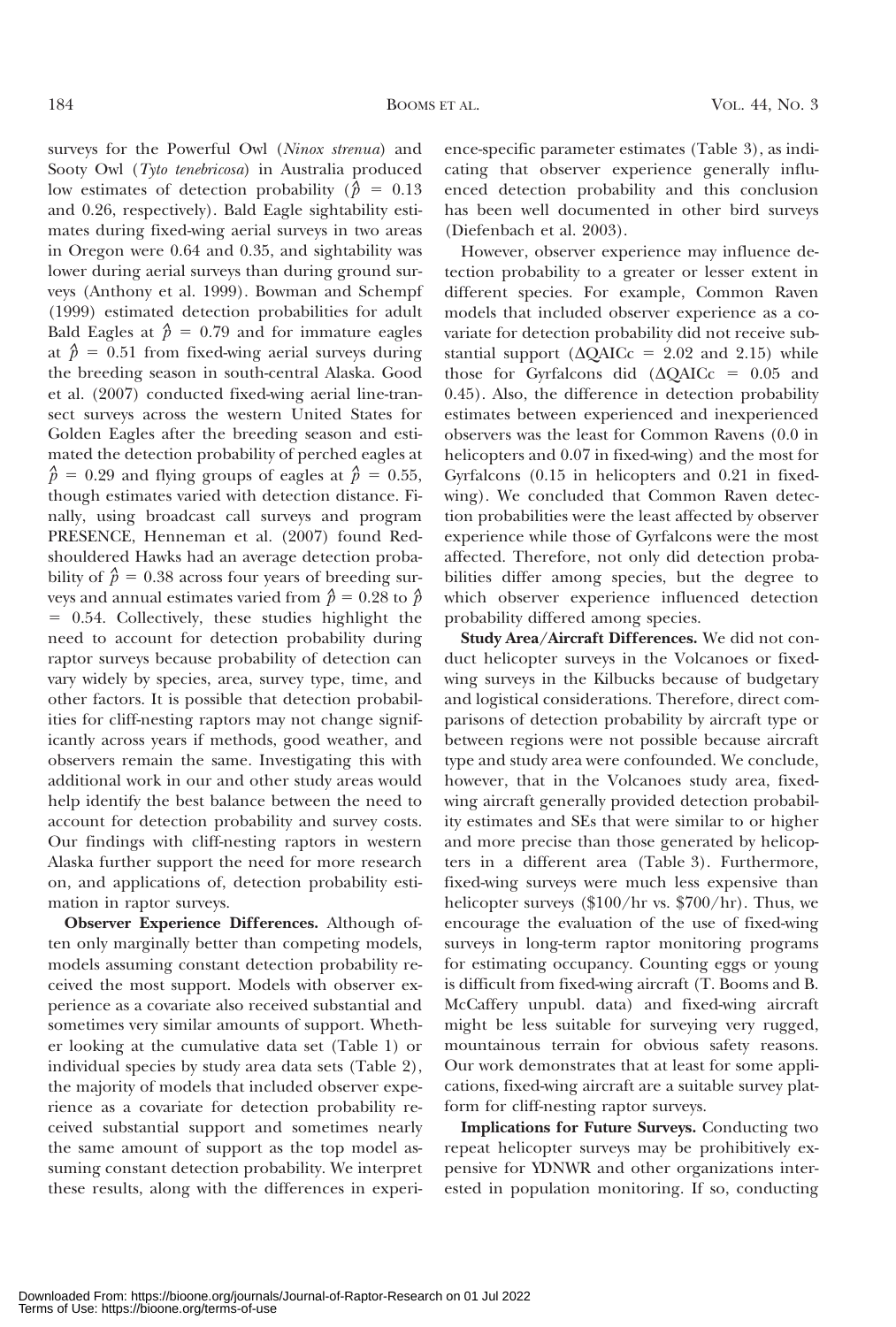surveys for the Powerful Owl (*Ninox strenua*) and Sooty Owl (*Tyto tenebricosa*) in Australia produced low estimates of detection probability ($\hat{p}$ = 0.13 and 0.26, respectively). Bald Eagle sightability estimates during fixed-wing aerial surveys in two areas in Oregon were 0.64 and 0.35, and sightability was lower during aerial surveys than during ground surveys (Anthony et al. 1999). Bowman and Schempf (1999) estimated detection probabilities for adult Bald Eagles at $\hat{p}$ = 0.79 and for immature eagles at $\hat{p}$ = 0.51 from fixed-wing aerial surveys during the breeding season in south-central Alaska. Good et al. (2007) conducted fixed-wing aerial line-transect surveys across the western United States for Golden Eagles after the breeding season and estimated the detection probability of perched eagles at $\hat{p}$ = 0.29 and flying groups of eagles at $\hat{p}$ = 0.55, though estimates varied with detection distance. Finally, using broadcast call surveys and program PRESENCE, Henneman et al. (2007) found Red-shouldered Hawks had an average detection probability of $\hat{p}$ = 0.38 across four years of breeding surveys and annual estimates varied from $\hat{p}$ = 0.28 to $\hat{p}$ = 0.54. Collectively, these studies highlight the need to account for detection probability during raptor surveys because probability of detection can vary widely by species, area, survey type, time, and other factors. It is possible that detection probabilities for cliff-nesting raptors may not change significantly across years if methods, good weather, and observers remain the same. Investigating this with additional work in our and other study areas would help identify the best balance between the need to account for detection probability and survey costs. Our findings with cliff-nesting raptors in western Alaska further support the need for more research on, and applications of, detection probability estimation in raptor surveys.

**Observer Experience Differences.** Although often only marginally better than competing models, models assuming constant detection probability received the most support. Models with observer experience as a covariate also received substantial and sometimes very similar amounts of support. Whether looking at the cumulative data set (Table 1) or individual species by study area data sets (Table 2), the majority of models that included observer experience as a covariate for detection probability received substantial support and sometimes nearly the same amount of support as the top model assuming constant detection probability. We interpret these results, along with the differences in experience-specific parameter estimates (Table 3), as indicating that observer experience generally influenced detection probability and this conclusion has been well documented in other bird surveys (Diefenbach et al. 2003).

However, observer experience may influence detection probability to a greater or lesser extent in different species. For example, Common Raven models that included observer experience as a covariate for detection probability did not receive substantial support ($\Delta$QAICc = 2.02 and 2.15) while those for Gyrfalcons did ($\Delta$QAICc = 0.05 and 0.45). Also, the difference in detection probability estimates between experienced and inexperienced observers was the least for Common Ravens (0.0 in helicopters and 0.07 in fixed-wing) and the most for Gyrfalcons (0.15 in helicopters and 0.21 in fixed-wing). We concluded that Common Raven detection probabilities were the least affected by observer experience while those of Gyrfalcons were the most affected. Therefore, not only did detection probabilities differ among species, but the degree to which observer experience influenced detection probability differed among species.

**Study Area/Aircraft Differences.** We did not conduct helicopter surveys in the Volcanoes or fixed-wing surveys in the Kilbucks because of budgetary and logistical considerations. Therefore, direct comparisons of detection probability by aircraft type or between regions were not possible because aircraft type and study area were confounded. We conclude, however, that in the Volcanoes study area, fixed-wing aircraft generally provided detection probability estimates and SEs that were similar to or higher and more precise than those generated by helicopters in a different area (Table 3). Furthermore, fixed-wing surveys were much less expensive than helicopter surveys (\$100/hr vs. \$700/hr). Thus, we encourage the evaluation of the use of fixed-wing surveys in long-term raptor monitoring programs for estimating occupancy. Counting eggs or young is difficult from fixed-wing aircraft (T. Booms and B. McCaffery unpubl. data) and fixed-wing aircraft might be less suitable for surveying very rugged, mountainous terrain for obvious safety reasons. Our work demonstrates that at least for some applications, fixed-wing aircraft are a suitable survey platform for cliff-nesting raptor surveys.

**Implications for Future Surveys.** Conducting two repeat helicopter surveys may be prohibitively expensive for YDNWR and other organizations interested in population monitoring. If so, conducting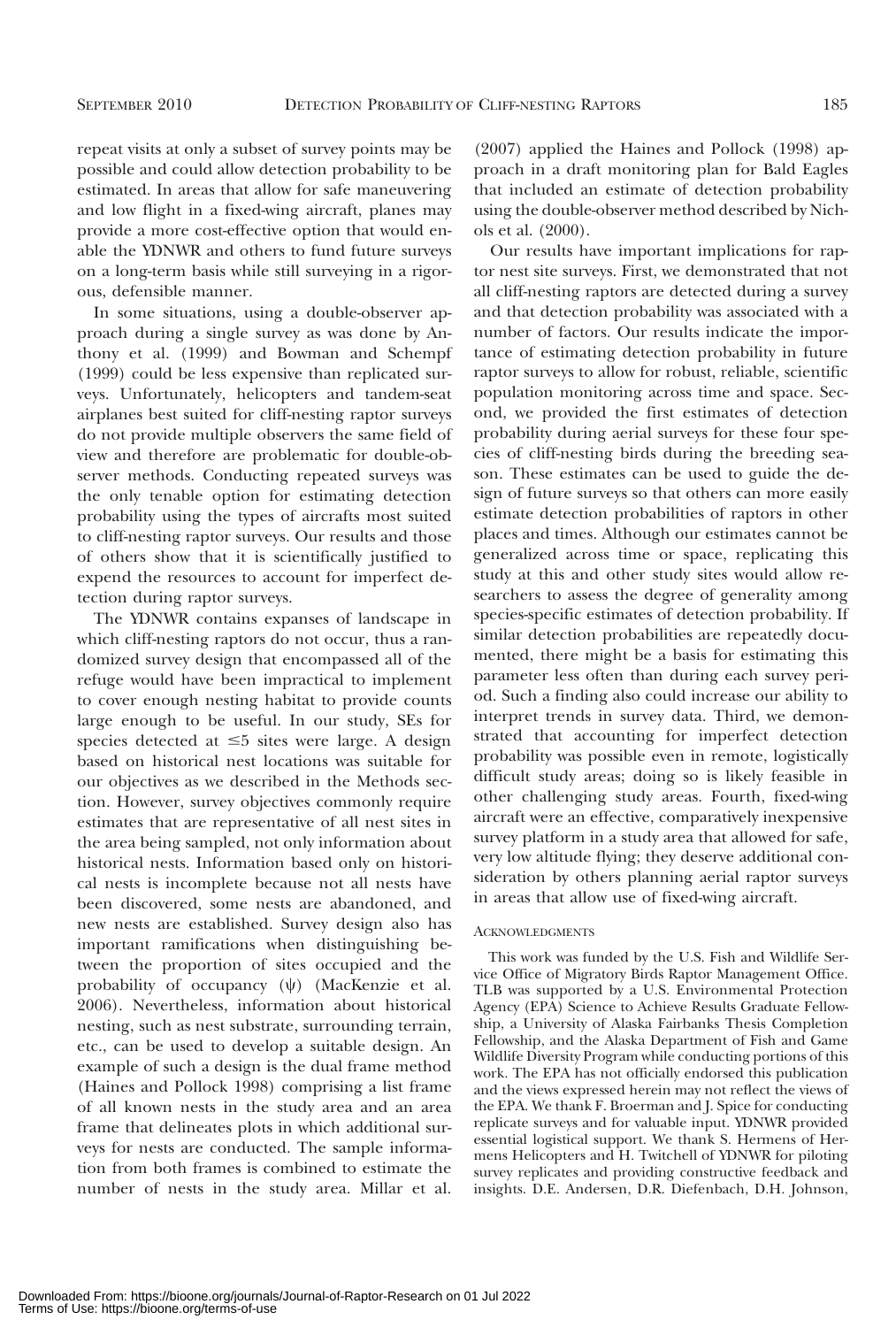repeat visits at only a subset of survey points may be possible and could allow detection probability to be estimated. In areas that allow for safe maneuvering and low flight in a fixed-wing aircraft, planes may provide a more cost-effective option that would enable the YDNWR and others to fund future surveys on a long-term basis while still surveying in a rigorous, defensible manner.

In some situations, using a double-observer approach during a single survey as was done by Anthony et al. (1999) and Bowman and Schempf (1999) could be less expensive than replicated surveys. Unfortunately, helicopters and tandem-seat airplanes best suited for cliff-nesting raptor surveys do not provide multiple observers the same field of view and therefore are problematic for double-observer methods. Conducting repeated surveys was the only tenable option for estimating detection probability using the types of aircrafts most suited to cliff-nesting raptor surveys. Our results and those of others show that it is scientifically justified to expend the resources to account for imperfect detection during raptor surveys.

The YDNWR contains expanses of landscape in which cliff-nesting raptors do not occur, thus a randomized survey design that encompassed all of the refuge would have been impractical to implement to cover enough nesting habitat to provide counts large enough to be useful. In our study, SEs for species detected at ≤5 sites were large. A design based on historical nest locations was suitable for our objectives as we described in the Methods section. However, survey objectives commonly require estimates that are representative of all nest sites in the area being sampled, not only information about historical nests. Information based only on historical nests is incomplete because not all nests have been discovered, some nests are abandoned, and new nests are established. Survey design also has important ramifications when distinguishing between the proportion of sites occupied and the probability of occupancy ($\psi$) (MacKenzie et al. 2006). Nevertheless, information about historical nesting, such as nest substrate, surrounding terrain, etc., can be used to develop a suitable design. An example of such a design is the dual frame method (Haines and Pollock 1998) comprising a list frame of all known nests in the study area and an area frame that delineates plots in which additional surveys for nests are conducted. The sample information from both frames is combined to estimate the number of nests in the study area. Millar et al. (2007) applied the Haines and Pollock (1998) approach in a draft monitoring plan for Bald Eagles that included an estimate of detection probability using the double-observer method described by Nichols et al. (2000).

Our results have important implications for raptor nest site surveys. First, we demonstrated that not all cliff-nesting raptors are detected during a survey and that detection probability was associated with a number of factors. Our results indicate the importance of estimating detection probability in future raptor surveys to allow for robust, reliable, scientific population monitoring across time and space. Second, we provided the first estimates of detection probability during aerial surveys for these four species of cliff-nesting birds during the breeding season. These estimates can be used to guide the design of future surveys so that others can more easily estimate detection probabilities of raptors in other places and times. Although our estimates cannot be generalized across time or space, replicating this study at this and other study sites would allow researchers to assess the degree of generality among species-specific estimates of detection probability. If similar detection probabilities are repeatedly documented, there might be a basis for estimating this parameter less often than during each survey period. Such a finding also could increase our ability to interpret trends in survey data. Third, we demonstrated that accounting for imperfect detection probability was possible even in remote, logistically difficult study areas; doing so is likely feasible in other challenging study areas. Fourth, fixed-wing aircraft were an effective, comparatively inexpensive survey platform in a study area that allowed for safe, very low altitude flying; they deserve additional consideration by others planning aerial raptor surveys in areas that allow use of fixed-wing aircraft.

## Acknowledgments

This work was funded by the U.S. Fish and Wildlife Service Office of Migratory Birds Raptor Management Office. TLB was supported by a U.S. Environmental Protection Agency (EPA) Science to Achieve Results Graduate Fellowship, a University of Alaska Fairbanks Thesis Completion Fellowship, and the Alaska Department of Fish and Game Wildlife Diversity Program while conducting portions of this work. The EPA has not officially endorsed this publication and the views expressed herein may not reflect the views of the EPA. We thank F. Broerman and J. Spice for conducting replicate surveys and for valuable input. YDNWR provided essential logistical support. We thank S. Hermens of Hermens Helicopters and H. Twitchell of YDNWR for piloting survey replicates and providing constructive feedback and insights. D.E. Andersen, D.R. Diefenbach, D.H. Johnson,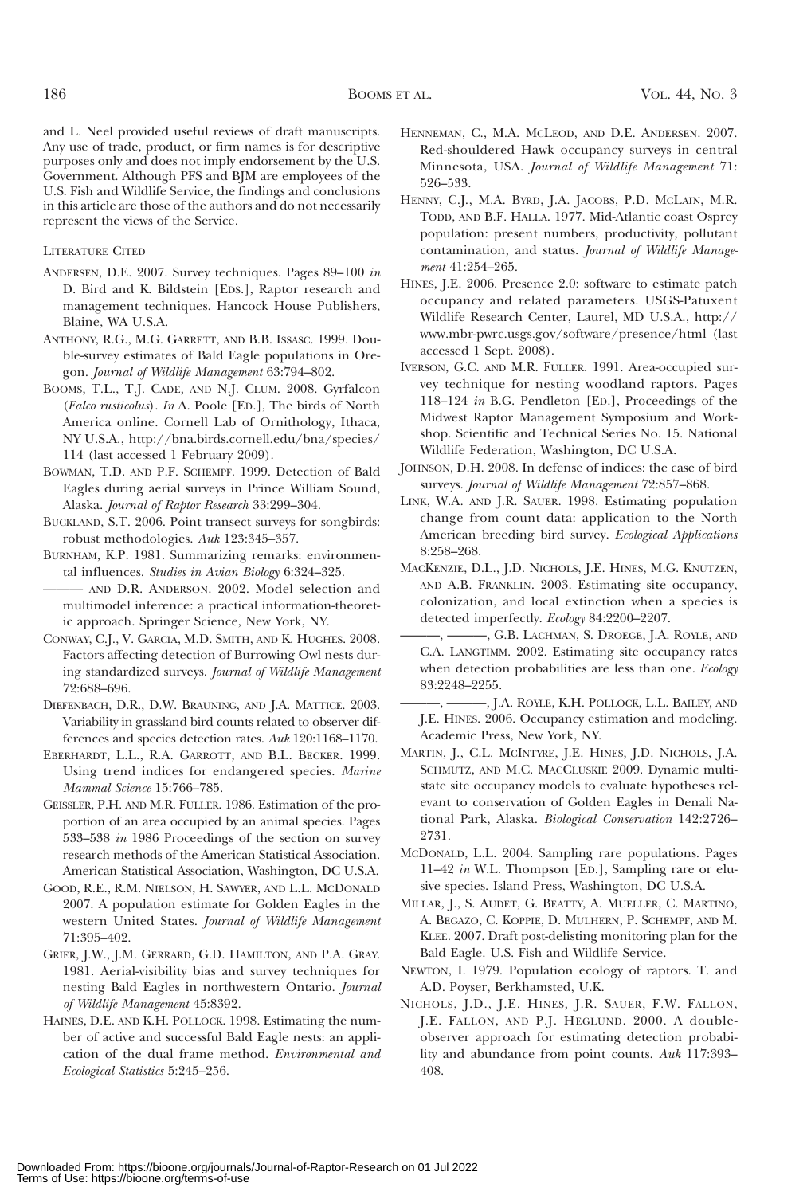and L. Neel provided useful reviews of draft manuscripts. Any use of trade, product, or firm names is for descriptive purposes only and does not imply endorsement by the U.S. Government. Although PFS and BJM are employees of the U.S. Fish and Wildlife Service, the findings and conclusions in this article are those of the authors and do not necessarily represent the views of the Service.

## Literature Cited

Andersen, D.E. 2007. Survey techniques. Pages 89–100 *in* D. Bird and K. Bildstein [Eds.], Raptor research and management techniques. Hancock House Publishers, Blaine, WA U.S.A.

Anthony, R.G., M.G. Garrett, and B.B. Issasc. 1999. Double-survey estimates of Bald Eagle populations in Oregon. *Journal of Wildlife Management* 63:794–802.

Booms, T.L., T.J. Cade, and N.J. Clum. 2008. Gyrfalcon (*Falco rusticolus*). *In* A. Poole [Ed.], The birds of North America online. Cornell Lab of Ornithology, Ithaca, NY U.S.A., http://bna.birds.cornell.edu/bna/species/114 (last accessed 1 February 2009).

Bowman, T.D. and P.F. Schempf. 1999. Detection of Bald Eagles during aerial surveys in Prince William Sound, Alaska. *Journal of Raptor Research* 33:299–304.

Buckland, S.T. 2006. Point transect surveys for songbirds: robust methodologies. *Auk* 123:345–357.

Burnham, K.P. 1981. Summarizing remarks: environmental influences. *Studies in Avian Biology* 6:324–325.

——— and D.R. Anderson. 2002. Model selection and multimodel inference: a practical information-theoretic approach. Springer Science, New York, NY.

Conway, C.J., V. Garcia, M.D. Smith, and K. Hughes. 2008. Factors affecting detection of Burrowing Owl nests during standardized surveys. *Journal of Wildlife Management* 72:688–696.

Diefenbach, D.R., D.W. Brauning, and J.A. Mattice. 2003. Variability in grassland bird counts related to observer differences and species detection rates. *Auk* 120:1168–1170.

Eberhardt, L.L., R.A. Garrott, and B.L. Becker. 1999. Using trend indices for endangered species. *Marine Mammal Science* 15:766–785.

Geissler, P.H. and M.R. Fuller. 1986. Estimation of the proportion of an area occupied by an animal species. Pages 533–538 *in* 1986 Proceedings of the section on survey research methods of the American Statistical Association. American Statistical Association, Washington, DC U.S.A.

Good, R.E., R.M. Nielson, H. Sawyer, and L.L. McDonald 2007. A population estimate for Golden Eagles in the western United States. *Journal of Wildlife Management* 71:395–402.

Grier, J.W., J.M. Gerrard, G.D. Hamilton, and P.A. Gray. 1981. Aerial-visibility bias and survey techniques for nesting Bald Eagles in northwestern Ontario. *Journal of Wildlife Management* 45:8392.

Haines, D.E. and K.H. Pollock. 1998. Estimating the number of active and successful Bald Eagle nests: an application of the dual frame method. *Environmental and Ecological Statistics* 5:245–256.

Henneman, C., M.A. McLeod, and D.E. Andersen. 2007. Red-shouldered Hawk occupancy surveys in central Minnesota, USA. *Journal of Wildlife Management* 71: 526–533.

Henny, C.J., M.A. Byrd, J.A. Jacobs, P.D. McLain, M.R. Todd, and B.F. Halla. 1977. Mid-Atlantic coast Osprey population: present numbers, productivity, pollutant contamination, and status. *Journal of Wildlife Management* 41:254–265.

Hines, J.E. 2006. Presence 2.0: software to estimate patch occupancy and related parameters. USGS-Patuxent Wildlife Research Center, Laurel, MD U.S.A., http://www.mbr-pwrc.usgs.gov/software/presence/html (last accessed 1 Sept. 2008).

Iverson, G.C. and M.R. Fuller. 1991. Area-occupied survey technique for nesting woodland raptors. Pages 118–124 *in* B.G. Pendleton [Ed.], Proceedings of the Midwest Raptor Management Symposium and Workshop. Scientific and Technical Series No. 15. National Wildlife Federation, Washington, DC U.S.A.

Johnson, D.H. 2008. In defense of indices: the case of bird surveys. *Journal of Wildlife Management* 72:857–868.

Link, W.A. and J.R. Sauer. 1998. Estimating population change from count data: application to the North American breeding bird survey. *Ecological Applications* 8:258–268.

MacKenzie, D.L., J.D. Nichols, J.E. Hines, M.G. Knutzen, and A.B. Franklin. 2003. Estimating site occupancy, colonization, and local extinction when a species is detected imperfectly. *Ecology* 84:2200–2207.

———, ———, G.B. Lachman, S. Droege, J.A. Royle, and C.A. Langtimm. 2002. Estimating site occupancy rates when detection probabilities are less than one. *Ecology* 83:2248–2255.

———, ———, J.A. Royle, K.H. Pollock, L.L. Bailey, and J.E. Hines. 2006. Occupancy estimation and modeling. Academic Press, New York, NY.

Martin, J., C.L. McIntyre, J.E. Hines, J.D. Nichols, J.A. Schmutz, and M.C. MacCluskie 2009. Dynamic multistate site occupancy models to evaluate hypotheses relevant to conservation of Golden Eagles in Denali National Park, Alaska. *Biological Conservation* 142:2726–2731.

McDonald, L.L. 2004. Sampling rare populations. Pages 11–42 *in* W.L. Thompson [Ed.], Sampling rare or elusive species. Island Press, Washington, DC U.S.A.

Millar, J., S. Audet, G. Beatty, A. Mueller, C. Martino, A. Begazo, C. Koppie, D. Mulhern, P. Schempf, and M. Klee. 2007. Draft post-delisting monitoring plan for the Bald Eagle. U.S. Fish and Wildlife Service.

Newton, I. 1979. Population ecology of raptors. T. and A.D. Poyser, Berkhamsted, U.K.

Nichols, J.D., J.E. Hines, J.R. Sauer, F.W. Fallon, J.E. Fallon, and P.J. Heglund. 2000. A double-observer approach for estimating detection probability and abundance from point counts. *Auk* 117:393–408.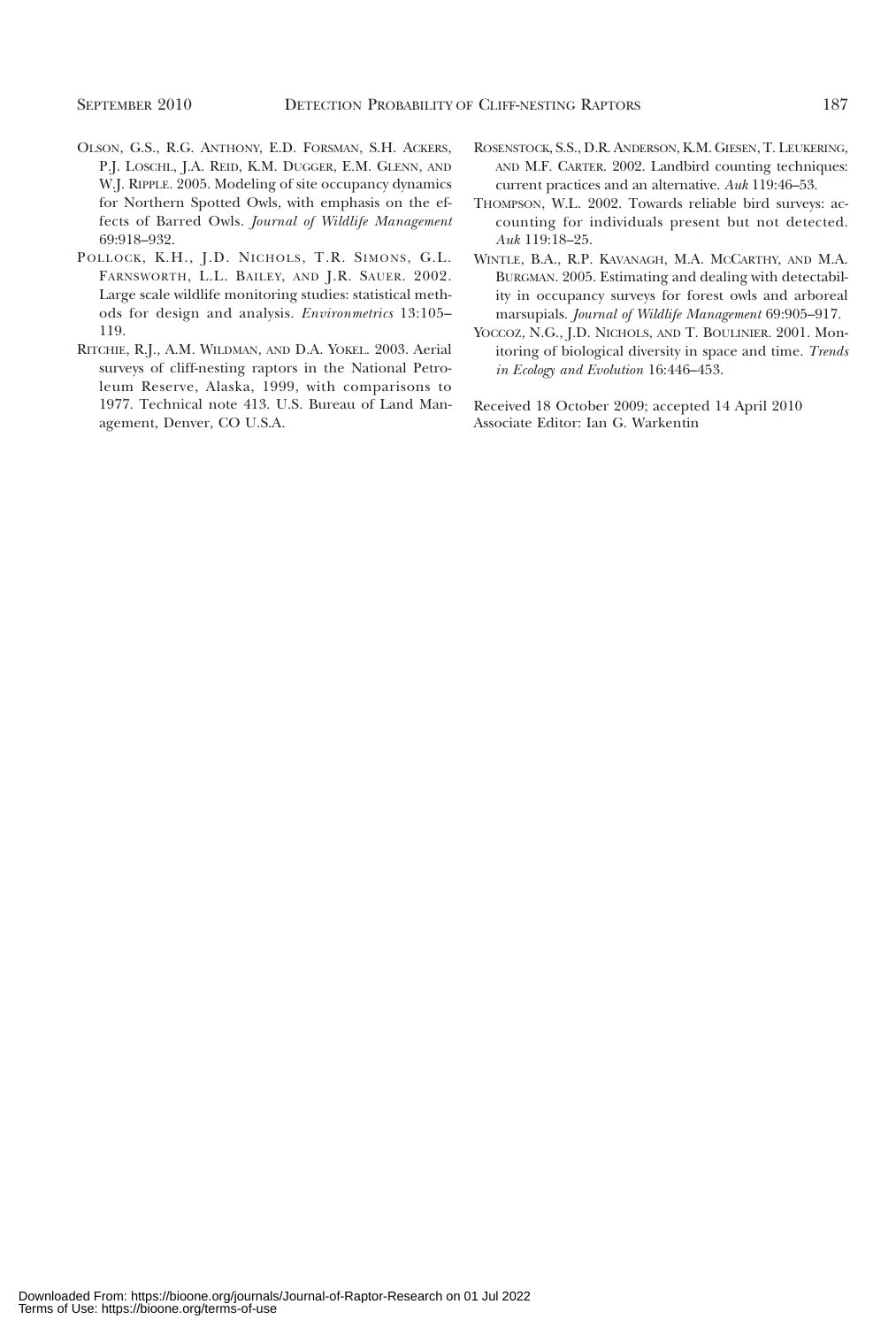Olson, G.S., R.G. Anthony, E.D. Forsman, S.H. Ackers, P.J. Loschl, J.A. Reid, K.M. Dugger, E.M. Glenn, and W.J. Ripple. 2005. Modeling of site occupancy dynamics for Northern Spotted Owls, with emphasis on the effects of Barred Owls. *Journal of Wildlife Management* 69:918–932.

Pollock, K.H., J.D. Nichols, T.R. Simons, G.L. Farnsworth, L.L. Bailey, and J.R. Sauer. 2002. Large scale wildlife monitoring studies: statistical methods for design and analysis. *Environmetrics* 13:105–119.

Ritchie, R.J., A.M. Wildman, and D.A. Yokel. 2003. Aerial surveys of cliff-nesting raptors in the National Petroleum Reserve, Alaska, 1999, with comparisons to 1977. Technical note 413. U.S. Bureau of Land Management, Denver, CO U.S.A.

Rosenstock, S.S., D.R. Anderson, K.M. Giesen, T. Leukering, and M.F. Carter. 2002. Landbird counting techniques: current practices and an alternative. *Auk* 119:46–53.

Thompson, W.L. 2002. Towards reliable bird surveys: accounting for individuals present but not detected. *Auk* 119:18–25.

Wintle, B.A., R.P. Kavanagh, M.A. McCarthy, and M.A. Burgman. 2005. Estimating and dealing with detectability in occupancy surveys for forest owls and arboreal marsupials. *Journal of Wildlife Management* 69:905–917.

Yoccoz, N.G., J.D. Nichols, and T. Boulinier. 2001. Monitoring of biological diversity in space and time. *Trends in Ecology and Evolution* 16:446–453.

Received 18 October 2009; accepted 14 April 2010
Associate Editor: Ian G. Warkentin